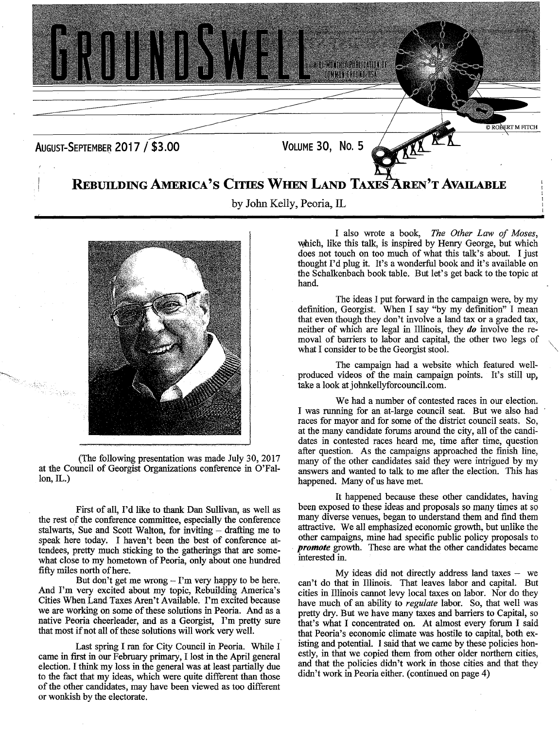# GROUNDSWELL

A BI-MONTHLY PUBLICATION OF COMMON GROUND-USA

© ROBERT M FITCH

AUGUST-SEPTEMBER 2017 / $3.00 VOLUME 30, No. 5

## REBUILDING AMERICA'S CITIES WHEN LAND TAXES AREN'T AVAILABLE

by John Kelly, Peoria, IL

(The following presentation was made July 30, 2017 at the Council of Georgist Organizations conference in O'Fallon, IL.)

First of all, I'd like to thank Dan Sullivan, as well as the rest of the conference committee, especially the conference stalwarts, Sue and Scott Walton, for inviting – drafting me to speak here today. I haven't been the best of conference attendees, pretty much sticking to the gatherings that are somewhat close to my hometown of Peoria, only about one hundred fifty miles north of here.

But don't get me wrong – I'm very happy to be here. And I'm very excited about my topic, Rebuilding America's Cities When Land Taxes Aren't Available. I'm excited because we are working on some of these solutions in Peoria. And as a native Peoria cheerleader, and as a Georgist, I'm pretty sure that most if not all of these solutions will work very well.

Last spring I ran for City Council in Peoria. While I came in first in our February primary, I lost in the April general election. I think my loss in the general was at least partially due to the fact that my ideas, which were quite different than those of the other candidates, may have been viewed as too different or wonkish by the electorate.

I also wrote a book, *The Other Law of Moses*, which, like this talk, is inspired by Henry George, but which does not touch on too much of what this talk's about. I just thought I'd plug it. It's a wonderful book and it's available on the Schalkenbach book table. But let's get back to the topic at hand.

The ideas I put forward in the campaign were, by my definition, Georgist. When I say "by my definition" I mean that even though they don't involve a land tax or a graded tax, neither of which are legal in Illinois, they ***do*** involve the removal of barriers to labor and capital, the other two legs of what I consider to be the Georgist stool.

The campaign had a website which featured well-produced videos of the main campaign points. It's still up, take a look at johnkellyforcouncil.com.

We had a number of contested races in our election. I was running for an at-large council seat. But we also had races for mayor and for some of the district council seats. So, at the many candidate forums around the city, all of the candidates in contested races heard me, time after time, question after question. As the campaigns approached the finish line, many of the other candidates said they were intrigued by my answers and wanted to talk to me after the election. This has happened. Many of us have met.

It happened because these other candidates, having been exposed to these ideas and proposals so many times at so many diverse venues, began to understand them and find them attractive. We all emphasized economic growth, but unlike the other campaigns, mine had specific public policy proposals to ***promote*** growth. These are what the other candidates became interested in.

My ideas did not directly address land taxes – we can't do that in Illinois. That leaves labor and capital. But cities in Illinois cannot levy local taxes on labor. Nor do they have much of an ability to *regulate* labor. So, that well was pretty dry. But we have many taxes and barriers to Capital, so that's what I concentrated on. At almost every forum I said that Peoria's economic climate was hostile to capital, both existing and potential. I said that we came by these policies honestly, in that we copied them from other older northern cities, and that the policies didn't work in those cities and that they didn't work in Peoria either. (continued on page 4)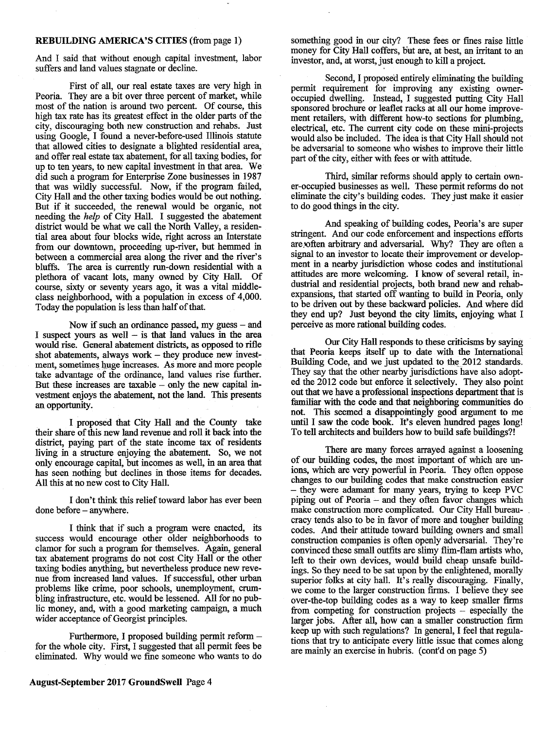**REBUILDING AMERICA'S CITIES** (from page 1)

And I said that without enough capital investment, labor suffers and land values stagnate or decline.

First of all, our real estate taxes are very high in Peoria. They are a bit over three percent of market, while most of the nation is around two percent. Of course, this high tax rate has its greatest effect in the older parts of the city, discouraging both new construction and rehabs. Just using Google, I found a never-before-used Illinois statute that allowed cities to designate a blighted residential area, and offer real estate tax abatement, for all taxing bodies, for up to ten years, to new capital investment in that area. We did such a program for Enterprise Zone businesses in 1987 that was wildly successful. Now, if the program failed, City Hall and the other taxing bodies would be out nothing. But if it succeeded, the renewal would be organic, not needing the *help* of City Hall. I suggested the abatement district would be what we call the North Valley, a residential area about four blocks wide, right across an Interstate from our downtown, proceeding up-river, but hemmed in between a commercial area along the river and the river's bluffs. The area is currently run-down residential with a plethora of vacant lots, many owned by City Hall. Of course, sixty or seventy years ago, it was a vital middle-class neighborhood, with a population in excess of 4,000. Today the population is less than half of that.

Now if such an ordinance passed, my guess – and I suspect yours as well – is that land values in the area would rise. General abatement districts, as opposed to rifle shot abatements, always work – they produce new investment, sometimes huge increases. As more and more people take advantage of the ordinance, land values rise further. But these increases are taxable – only the new capital investment enjoys the abatement, not the land. This presents an opportunity.

I proposed that City Hall and the County take their share of this new land revenue and roll it back into the district, paying part of the state income tax of residents living in a structure enjoying the abatement. So, we not only encourage capital, but incomes as well, in an area that has seen nothing but declines in those items for decades. All this at no new cost to City Hall.

I don't think this relief toward labor has ever been done before – anywhere.

I think that if such a program were enacted, its success would encourage other older neighborhoods to clamor for such a program for themselves. Again, general tax abatement programs do not cost City Hall or the other taxing bodies anything, but nevertheless produce new revenue from increased land values. If successful, other urban problems like crime, poor schools, unemployment, crumbling infrastructure, etc. would be lessened. All for no public money, and, with a good marketing campaign, a much wider acceptance of Georgist principles.

Furthermore, I proposed building permit reform – for the whole city. First, I suggested that all permit fees be eliminated. Why would we fine someone who wants to do something good in our city? These fees or fines raise little money for City Hall coffers, but are, at best, an irritant to an investor, and, at worst, just enough to kill a project.

Second, I proposed entirely eliminating the building permit requirement for improving any existing owner-occupied dwelling. Instead, I suggested putting City Hall sponsored brochure or leaflet racks at all our home improvement retailers, with different how-to sections for plumbing, electrical, etc. The current city code on these mini-projects would also be included. The idea is that City Hall should not be adversarial to someone who wishes to improve their little part of the city, either with fees or with attitude.

Third, similar reforms should apply to certain owner-occupied businesses as well. These permit reforms do not eliminate the city's building codes. They just make it easier to do good things in the city.

And speaking of building codes, Peoria's are super stringent. And our code enforcement and inspections efforts are often arbitrary and adversarial. Why? They are often a signal to an investor to locate their improvement or development in a nearby jurisdiction whose codes and institutional attitudes are more welcoming. I know of several retail, industrial and residential projects, both brand new and rehab-expansions, that started off wanting to build in Peoria, only to be driven out by these backward policies. And where did they end up? Just beyond the city limits, enjoying what I perceive as more rational building codes.

Our City Hall responds to these criticisms by saying that Peoria keeps itself up to date with the International Building Code, and we just updated to the 2012 standards. They say that the other nearby jurisdictions have also adopted the 2012 code but enforce it selectively. They also point out that we have a professional inspections department that is familiar with the code and that neighboring communities do not. This seemed a disappointingly good argument to me until I saw the code book. It's eleven hundred pages long! To tell architects and builders how to build safe buildings?!

There are many forces arrayed against a loosening of our building codes, the most important of which are unions, which are very powerful in Peoria. They often oppose changes to our building codes that make construction easier – they were adamant for many years, trying to keep PVC piping out of Peoria – and they often favor changes which make construction more complicated. Our City Hall bureaucracy tends also to be in favor of more and tougher building codes. And their attitude toward building owners and small construction companies is often openly adversarial. They're convinced these small outfits are slimy flim-flam artists who, left to their own devices, would build cheap unsafe buildings. So they need to be sat upon by the enlightened, morally superior folks at city hall. It's really discouraging. Finally, we come to the larger construction firms. I believe they see over-the-top building codes as a way to keep smaller firms from competing for construction projects – especially the larger jobs. After all, how can a smaller construction firm keep up with such regulations? In general, I feel that regulations that try to anticipate every little issue that comes along are mainly an exercise in hubris. (cont'd on page 5)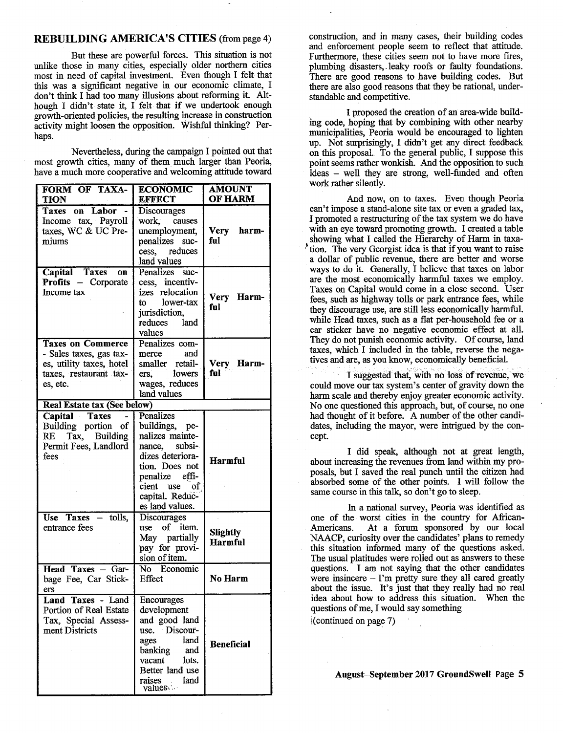## REBUILDING AMERICA'S CITIES (from page 4)

But these are powerful forces. This situation is not unlike those in many cities, especially older northern cities most in need of capital investment. Even though I felt that this was a significant negative in our economic climate, I don't think I had too many illusions about reforming it. Although I didn't state it, I felt that if we undertook enough growth-oriented policies, the resulting increase in construction activity might loosen the opposition. Wishful thinking? Perhaps.

Nevertheless, during the campaign I pointed out that most growth cities, many of them much larger than Peoria, have a much more cooperative and welcoming attitude toward construction, and in many cases, their building codes and enforcement people seem to reflect that attitude. Furthermore, these cities seem not to have more fires, plumbing disasters, leaky roofs or faulty foundations. There are good reasons to have building codes. But there are also good reasons that they be rational, understandable and competitive.

| FORM OF TAXATION | ECONOMIC EFFECT | AMOUNT OF HARM |
|---|---|---|
| **Taxes on Labor** - Income tax, Payroll taxes, WC & UC Premiums | Discourages work, causes unemployment, penalizes success, reduces land values | **Very harmful** |
| **Capital Taxes on Profits** – Corporate Income tax | Penalizes success, incentivizes relocation to lower-tax jurisdiction, reduces land values | **Very Harmful** |
| **Taxes on Commerce** - Sales taxes, gas taxes, utility taxes, hotel taxes, restaurant taxes, etc. | Penalizes commerce and smaller retailers, lowers wages, reduces land values | **Very Harmful** |
| **Real Estate tax (See below)** | | |
| **Capital Taxes** - Building portion of RE Tax, Building Permit Fees, Landlord fees | Penalizes buildings, penalizes maintenance, subsidizes deterioration. Does not penalize efficient use of capital. Reduces land values. | **Harmful** |
| **Use Taxes** – tolls, entrance fees | Discourages use of item. May partially pay for provision of item. | **Slightly Harmful** |
| **Head Taxes** – Garbage Fee, Car Stickers | No Economic Effect | **No Harm** |
| **Land Taxes** - Land Portion of Real Estate Tax, Special Assessment Districts | Encourages development and good land use. Discourages land banking and vacant lots. Better land use raises land values. | **Beneficial** |

I proposed the creation of an area-wide building code, hoping that by combining with other nearby municipalities, Peoria would be encouraged to lighten up. Not surprisingly, I didn't get any direct feedback on this proposal. To the general public, I suppose this point seems rather wonkish. And the opposition to such ideas – well they are strong, well-funded and often work rather silently.

And now, on to taxes. Even though Peoria can't impose a stand-alone site tax or even a graded tax, I promoted a restructuring of the tax system we do have with an eye toward promoting growth. I created a table showing what I called the Hierarchy of Harm in taxation. The very Georgist idea is that if you want to raise a dollar of public revenue, there are better and worse ways to do it. Generally, I believe that taxes on labor are the most economically harmful taxes we employ. Taxes on Capital would come in a close second. User fees, such as highway tolls or park entrance fees, while they discourage use, are still less economically harmful. while Head taxes, such as a flat per-household fee or a car sticker have no negative economic effect at all. They do not punish economic activity. Of course, land taxes, which I included in the table, reverse the negatives and are, as you know, economically beneficial.

I suggested that, with no loss of revenue, we could move our tax system's center of gravity down the harm scale and thereby enjoy greater economic activity. No one questioned this approach, but, of course, no one had thought of it before. A number of the other candidates, including the mayor, were intrigued by the concept.

I did speak, although not at great length, about increasing the revenues from land within my proposals, but I saved the real punch until the citizen had absorbed some of the other points. I will follow the same course in this talk, so don't go to sleep.

In a national survey, Peoria was identified as one of the worst cities in the country for African-Americans. At a forum sponsored by our local NAACP, curiosity over the candidates' plans to remedy this situation informed many of the questions asked. The usual platitudes were rolled out as answers to these questions. I am not saying that the other candidates were insincere – I'm pretty sure they all cared greatly about the issue. It's just that they really had no real idea about how to address this situation. When the questions of me, I would say something

(continued on page 7)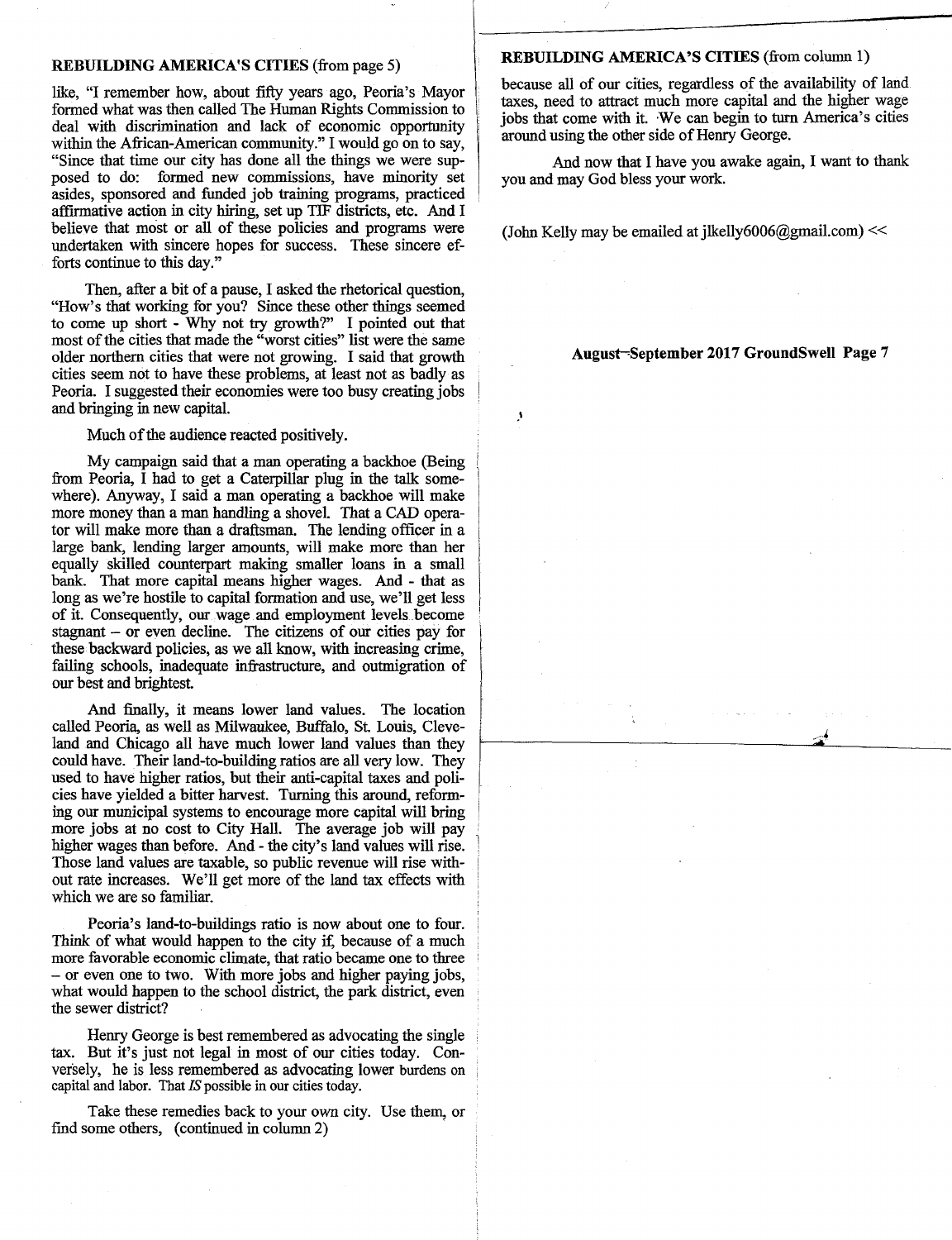**REBUILDING AMERICA'S CITIES** (from page 5)

like, "I remember how, about fifty years ago, Peoria's Mayor formed what was then called The Human Rights Commission to deal with discrimination and lack of economic opportunity within the African-American community." I would go on to say, "Since that time our city has done all the things we were supposed to do: formed new commissions, have minority set asides, sponsored and funded job training programs, practiced affirmative action in city hiring, set up TIF districts, etc. And I believe that most or all of these policies and programs were undertaken with sincere hopes for success. These sincere efforts continue to this day."

Then, after a bit of a pause, I asked the rhetorical question, "How's that working for you? Since these other things seemed to come up short - Why not try growth?" I pointed out that most of the cities that made the "worst cities" list were the same older northern cities that were not growing. I said that growth cities seem not to have these problems, at least not as badly as Peoria. I suggested their economies were too busy creating jobs and bringing in new capital.

Much of the audience reacted positively.

My campaign said that a man operating a backhoe (Being from Peoria, I had to get a Caterpillar plug in the talk somewhere). Anyway, I said a man operating a backhoe will make more money than a man handling a shovel. That a CAD operator will make more than a draftsman. The lending officer in a large bank, lending larger amounts, will make more than her equally skilled counterpart making smaller loans in a small bank. That more capital means higher wages. And - that as long as we're hostile to capital formation and use, we'll get less of it. Consequently, our wage and employment levels become stagnant – or even decline. The citizens of our cities pay for these backward policies, as we all know, with increasing crime, failing schools, inadequate infrastructure, and outmigration of our best and brightest.

And finally, it means lower land values. The location called Peoria, as well as Milwaukee, Buffalo, St. Louis, Cleveland and Chicago all have much lower land values than they could have. Their land-to-building ratios are all very low. They used to have higher ratios, but their anti-capital taxes and policies have yielded a bitter harvest. Turning this around, reforming our municipal systems to encourage more capital will bring more jobs at no cost to City Hall. The average job will pay higher wages than before. And - the city's land values will rise. Those land values are taxable, so public revenue will rise without rate increases. We'll get more of the land tax effects with which we are so familiar.

Peoria's land-to-buildings ratio is now about one to four. Think of what would happen to the city if, because of a much more favorable economic climate, that ratio became one to three – or even one to two. With more jobs and higher paying jobs, what would happen to the school district, the park district, even the sewer district?

Henry George is best remembered as advocating the single tax. But it's just not legal in most of our cities today. Conversely, he is less remembered as advocating lower burdens on capital and labor. That *IS* possible in our cities today.

Take these remedies back to your own city. Use them, or find some others, (continued in column 2)

**REBUILDING AMERICA'S CITIES** (from column 1)

because all of our cities, regardless of the availability of land taxes, need to attract much more capital and the higher wage jobs that come with it. We can begin to turn America's cities around using the other side of Henry George.

And now that I have you awake again, I want to thank you and may God bless your work.

(John Kelly may be emailed at jlkelly6006@gmail.com) <<